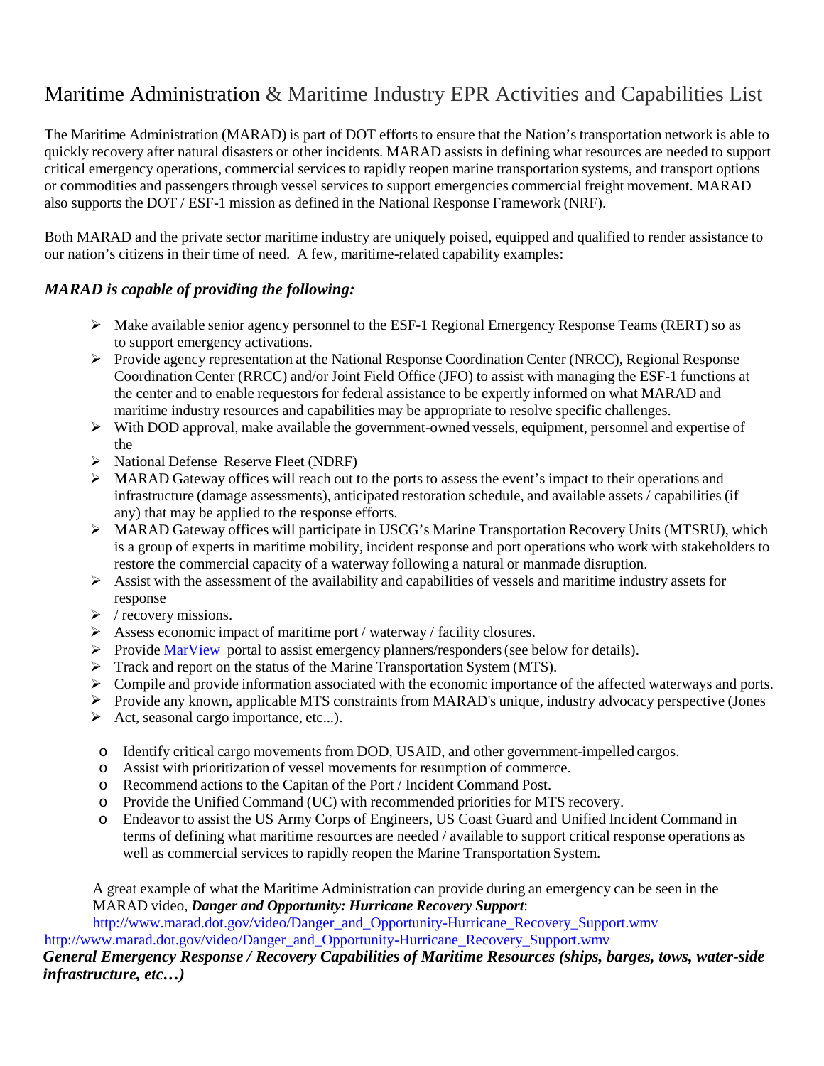# Maritime Administration & Maritime Industry EPR Activities and Capabilities List

The Maritime Administration (MARAD) is part of DOT efforts to ensure that the Nation's transportation network is able to quickly recovery after natural disasters or other incidents. MARAD assists in defining what resources are needed to support critical emergency operations, commercial services to rapidly reopen marine transportation systems, and transport options or commodities and passengers through vessel services to support emergencies commercial freight movement. MARAD also supports the DOT / ESF-1 mission as defined in the National Response Framework (NRF).

Both MARAD and the private sector maritime industry are uniquely poised, equipped and qualified to render assistance to our nation's citizens in their time of need. A few, maritime-related capability examples:

### *MARAD is capable of providing the following:*

- Make available senior agency personnel to the ESF-1 Regional Emergency Response Teams (RERT) so as to support emergency activations.
- Provide agency representation at the National Response Coordination Center (NRCC), Regional Response Coordination Center (RRCC) and/or Joint Field Office (JFO) to assist with managing the ESF-1 functions at the center and to enable requestors for federal assistance to be expertly informed on what MARAD and maritime industry resources and capabilities may be appropriate to resolve specific challenges.
- With DOD approval, make available the government-owned vessels, equipment, personnel and expertise of the
- National Defense Reserve Fleet (NDRF)
- MARAD Gateway offices will reach out to the ports to assess the event's impact to their operations and infrastructure (damage assessments), anticipated restoration schedule, and available assets / capabilities (if any) that may be applied to the response efforts.
- MARAD Gateway offices will participate in USCG's Marine Transportation Recovery Units (MTSRU), which is a group of experts in maritime mobility, incident response and port operations who work with stakeholders to restore the commercial capacity of a waterway following a natural or manmade disruption.
- Assist with the assessment of the availability and capabilities of vessels and maritime industry assets for response
- / recovery missions.
- Assess economic impact of maritime port / waterway / facility closures.
- Provide [MarView](MarView) portal to assist emergency planners/responders (see below for details).
- Track and report on the status of the Marine Transportation System (MTS).
- Compile and provide information associated with the economic importance of the affected waterways and ports.
- Provide any known, applicable MTS constraints from MARAD's unique, industry advocacy perspective (Jones
- Act, seasonal cargo importance, etc...).
  - Identify critical cargo movements from DOD, USAID, and other government-impelled cargos.
  - Assist with prioritization of vessel movements for resumption of commerce.
  - Recommend actions to the Capitan of the Port / Incident Command Post.
  - Provide the Unified Command (UC) with recommended priorities for MTS recovery.
  - Endeavor to assist the US Army Corps of Engineers, US Coast Guard and Unified Incident Command in terms of defining what maritime resources are needed / available to support critical response operations as well as commercial services to rapidly reopen the Marine Transportation System.

A great example of what the Maritime Administration can provide during an emergency can be seen in the MARAD video, ***Danger and Opportunity: Hurricane Recovery Support***:
http://www.marad.dot.gov/video/Danger_and_Opportunity-Hurricane_Recovery_Support.wmv
http://www.marad.dot.gov/video/Danger_and_Opportunity-Hurricane_Recovery_Support.wmv

### *General Emergency Response / Recovery Capabilities of Maritime Resources (ships, barges, tows, water-side infrastructure, etc…)*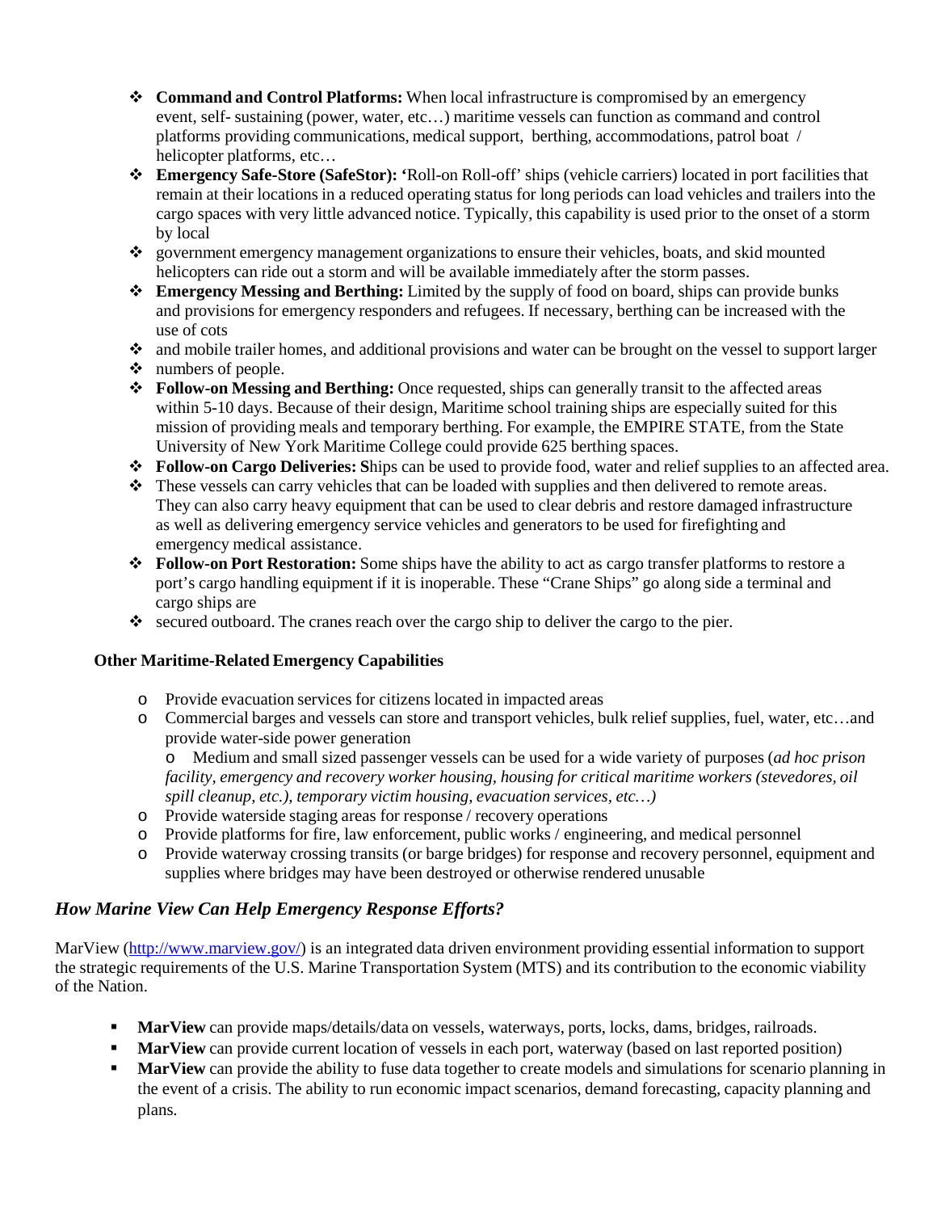- **Command and Control Platforms:** When local infrastructure is compromised by an emergency event, self- sustaining (power, water, etc…) maritime vessels can function as command and control platforms providing communications, medical support, berthing, accommodations, patrol boat / helicopter platforms, etc…
- **Emergency Safe-Store (SafeStor): '**Roll-on Roll-off' ships (vehicle carriers) located in port facilities that remain at their locations in a reduced operating status for long periods can load vehicles and trailers into the cargo spaces with very little advanced notice. Typically, this capability is used prior to the onset of a storm by local
- government emergency management organizations to ensure their vehicles, boats, and skid mounted helicopters can ride out a storm and will be available immediately after the storm passes.
- **Emergency Messing and Berthing:** Limited by the supply of food on board, ships can provide bunks and provisions for emergency responders and refugees. If necessary, berthing can be increased with the use of cots
- and mobile trailer homes, and additional provisions and water can be brought on the vessel to support larger
- numbers of people.
- **Follow-on Messing and Berthing:** Once requested, ships can generally transit to the affected areas within 5-10 days. Because of their design, Maritime school training ships are especially suited for this mission of providing meals and temporary berthing. For example, the EMPIRE STATE, from the State University of New York Maritime College could provide 625 berthing spaces.
- **Follow-on Cargo Deliveries: S**hips can be used to provide food, water and relief supplies to an affected area.
- These vessels can carry vehicles that can be loaded with supplies and then delivered to remote areas. They can also carry heavy equipment that can be used to clear debris and restore damaged infrastructure as well as delivering emergency service vehicles and generators to be used for firefighting and emergency medical assistance.
- **Follow-on Port Restoration:** Some ships have the ability to act as cargo transfer platforms to restore a port's cargo handling equipment if it is inoperable. These "Crane Ships" go along side a terminal and cargo ships are
- secured outboard. The cranes reach over the cargo ship to deliver the cargo to the pier.

**Other Maritime-Related Emergency Capabilities**

- Provide evacuation services for citizens located in impacted areas
- Commercial barges and vessels can store and transport vehicles, bulk relief supplies, fuel, water, etc…and provide water-side power generation
  - Medium and small sized passenger vessels can be used for a wide variety of purposes (*ad hoc prison facility, emergency and recovery worker housing, housing for critical maritime workers (stevedores, oil spill cleanup, etc.), temporary victim housing, evacuation services, etc…)*
- Provide waterside staging areas for response / recovery operations
- Provide platforms for fire, law enforcement, public works / engineering, and medical personnel
- Provide waterway crossing transits (or barge bridges) for response and recovery personnel, equipment and supplies where bridges may have been destroyed or otherwise rendered unusable

## *How Marine View Can Help Emergency Response Efforts?*

MarView (http://www.marview.gov/) is an integrated data driven environment providing essential information to support the strategic requirements of the U.S. Marine Transportation System (MTS) and its contribution to the economic viability of the Nation.

- **MarView** can provide maps/details/data on vessels, waterways, ports, locks, dams, bridges, railroads.
- **MarView** can provide current location of vessels in each port, waterway (based on last reported position)
- **MarView** can provide the ability to fuse data together to create models and simulations for scenario planning in the event of a crisis. The ability to run economic impact scenarios, demand forecasting, capacity planning and plans.